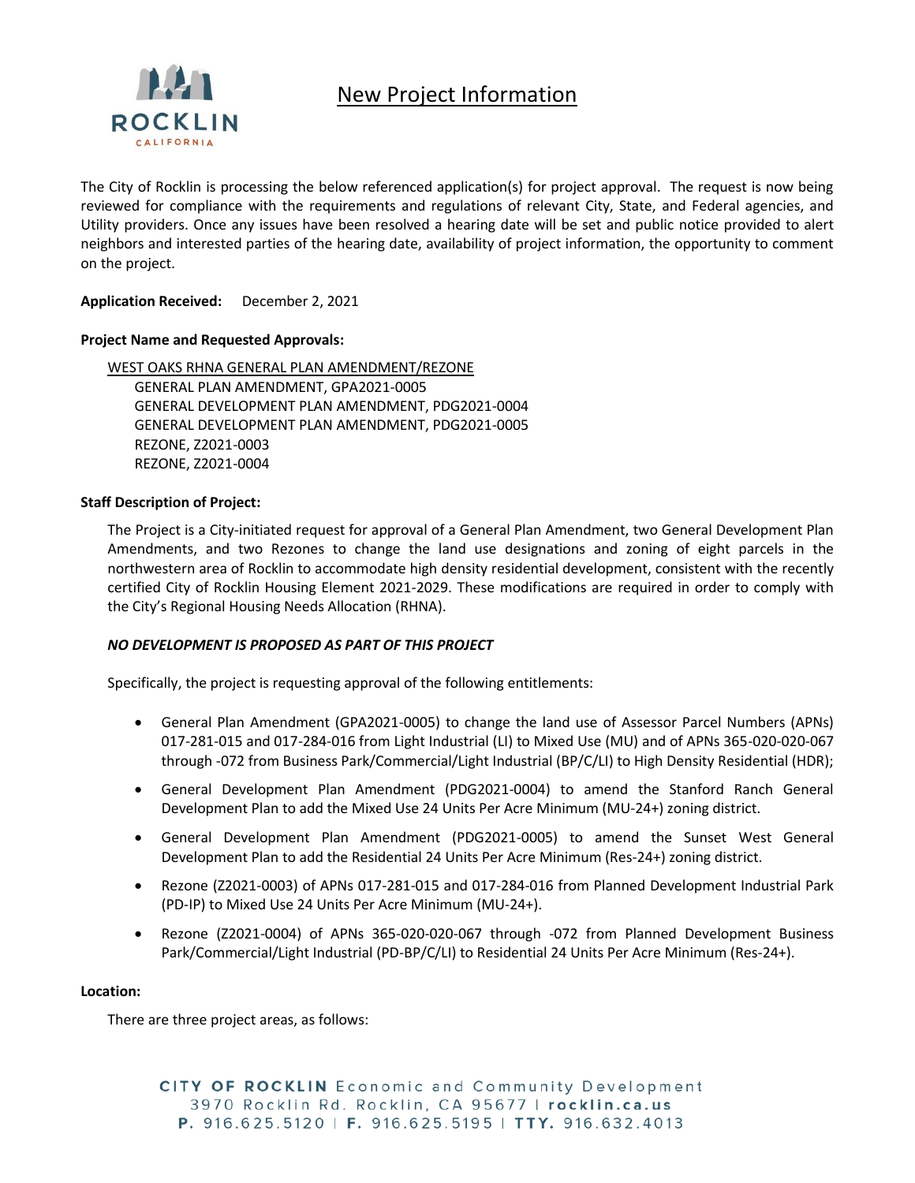# New Project Information

The City of Rocklin is processing the below referenced application(s) for project approval. The request is now being reviewed for compliance with the requirements and regulations of relevant City, State, and Federal agencies, and Utility providers. Once any issues have been resolved a hearing date will be set and public notice provided to alert neighbors and interested parties of the hearing date, availability of project information, the opportunity to comment on the project.

**Application Received:** December 2, 2021

**Project Name and Requested Approvals:**

WEST OAKS RHNA GENERAL PLAN AMENDMENT/REZONE
GENERAL PLAN AMENDMENT, GPA2021-0005
GENERAL DEVELOPMENT PLAN AMENDMENT, PDG2021-0004
GENERAL DEVELOPMENT PLAN AMENDMENT, PDG2021-0005
REZONE, Z2021-0003
REZONE, Z2021-0004

**Staff Description of Project:**

The Project is a City-initiated request for approval of a General Plan Amendment, two General Development Plan Amendments, and two Rezones to change the land use designations and zoning of eight parcels in the northwestern area of Rocklin to accommodate high density residential development, consistent with the recently certified City of Rocklin Housing Element 2021-2029. These modifications are required in order to comply with the City's Regional Housing Needs Allocation (RHNA).

***NO DEVELOPMENT IS PROPOSED AS PART OF THIS PROJECT***

Specifically, the project is requesting approval of the following entitlements:

- General Plan Amendment (GPA2021-0005) to change the land use of Assessor Parcel Numbers (APNs) 017-281-015 and 017-284-016 from Light Industrial (LI) to Mixed Use (MU) and of APNs 365-020-020-067 through -072 from Business Park/Commercial/Light Industrial (BP/C/LI) to High Density Residential (HDR);
- General Development Plan Amendment (PDG2021-0004) to amend the Stanford Ranch General Development Plan to add the Mixed Use 24 Units Per Acre Minimum (MU-24+) zoning district.
- General Development Plan Amendment (PDG2021-0005) to amend the Sunset West General Development Plan to add the Residential 24 Units Per Acre Minimum (Res-24+) zoning district.
- Rezone (Z2021-0003) of APNs 017-281-015 and 017-284-016 from Planned Development Industrial Park (PD-IP) to Mixed Use 24 Units Per Acre Minimum (MU-24+).
- Rezone (Z2021-0004) of APNs 365-020-020-067 through -072 from Planned Development Business Park/Commercial/Light Industrial (PD-BP/C/LI) to Residential 24 Units Per Acre Minimum (Res-24+).

**Location:**

There are three project areas, as follows: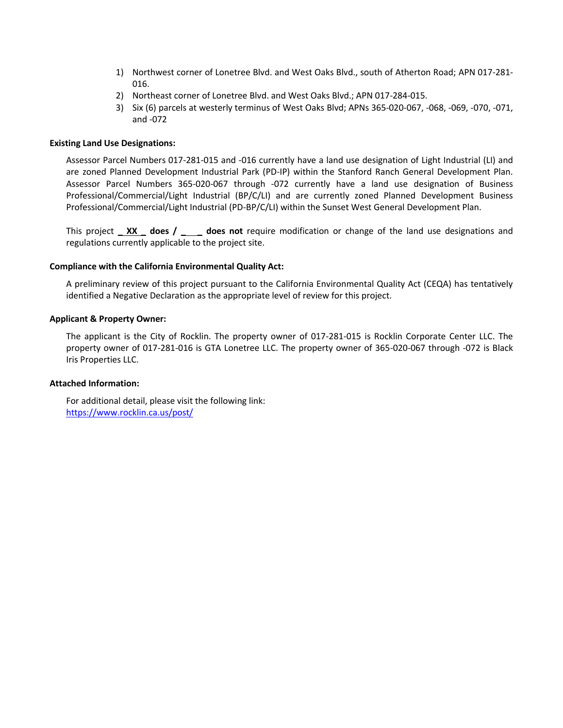1) Northwest corner of Lonetree Blvd. and West Oaks Blvd., south of Atherton Road; APN 017-281-016.
2) Northeast corner of Lonetree Blvd. and West Oaks Blvd.; APN 017-284-015.
3) Six (6) parcels at westerly terminus of West Oaks Blvd; APNs 365-020-067, -068, -069, -070, -071, and -072

**Existing Land Use Designations:**

Assessor Parcel Numbers 017-281-015 and -016 currently have a land use designation of Light Industrial (LI) and are zoned Planned Development Industrial Park (PD-IP) within the Stanford Ranch General Development Plan. Assessor Parcel Numbers 365-020-067 through -072 currently have a land use designation of Business Professional/Commercial/Light Industrial (BP/C/LI) and are currently zoned Planned Development Business Professional/Commercial/Light Industrial (PD-BP/C/LI) within the Sunset West General Development Plan.

This project **_ XX _ does / ____ does not** require modification or change of the land use designations and regulations currently applicable to the project site.

**Compliance with the California Environmental Quality Act:**

A preliminary review of this project pursuant to the California Environmental Quality Act (CEQA) has tentatively identified a Negative Declaration as the appropriate level of review for this project.

**Applicant & Property Owner:**

The applicant is the City of Rocklin. The property owner of 017-281-015 is Rocklin Corporate Center LLC. The property owner of 017-281-016 is GTA Lonetree LLC. The property owner of 365-020-067 through -072 is Black Iris Properties LLC.

**Attached Information:**

For additional detail, please visit the following link:
https://www.rocklin.ca.us/post/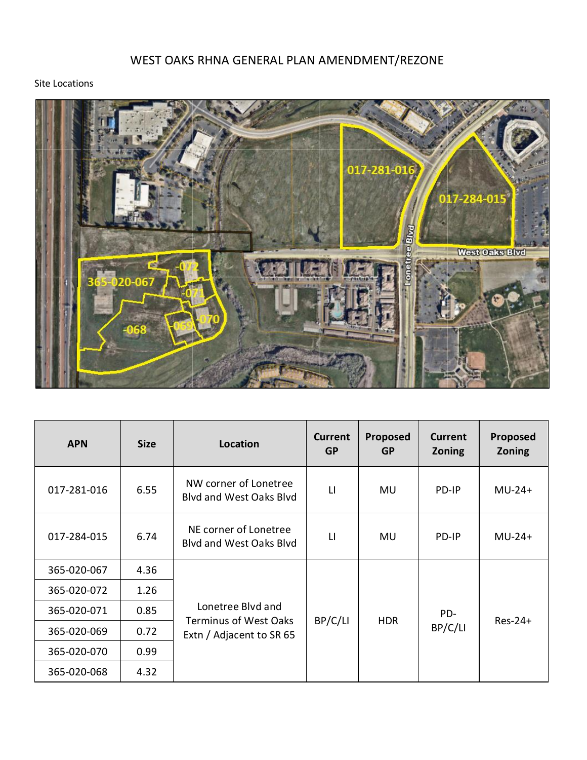# WEST OAKS RHNA GENERAL PLAN AMENDMENT/REZONE

Site Locations

| APN | Size | Location | Current GP | Proposed GP | Current Zoning | Proposed Zoning |
|---|---|---|---|---|---|---|
| 017-281-016 | 6.55 | NW corner of Lonetree Blvd and West Oaks Blvd | LI | MU | PD-IP | MU-24+ |
| 017-284-015 | 6.74 | NE corner of Lonetree Blvd and West Oaks Blvd | LI | MU | PD-IP | MU-24+ |
| 365-020-067 | 4.36 | Lonetree Blvd and Terminus of West Oaks Extn / Adjacent to SR 65 | BP/C/LI | HDR | PD-BP/C/LI | Res-24+ |
| 365-020-072 | 1.26 | | | | | |
| 365-020-071 | 0.85 | | | | | |
| 365-020-069 | 0.72 | | | | | |
| 365-020-070 | 0.99 | | | | | |
| 365-020-068 | 4.32 | | | | | |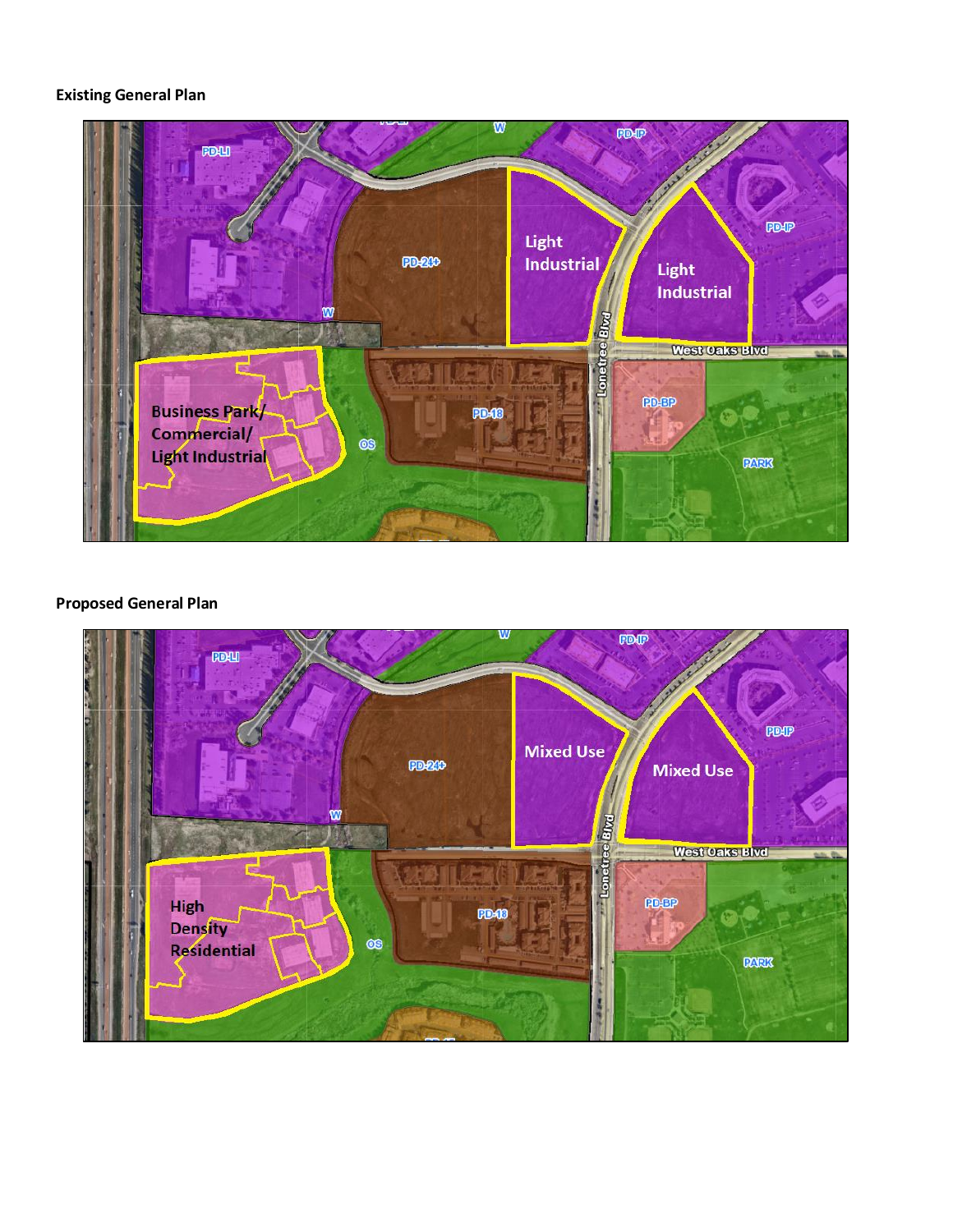**Existing General Plan**

PD-LI
W
PD-IP
PD-24+
Light Industrial
Light Industrial
PD-IP
W
Lonetree Blvd
West Oaks Blvd
Business Park/ Commercial/ Light Industrial
OS
PD-18
PD-BP
PARK

**Proposed General Plan**

PD-LI
W
PD-IP
PD-24+
Mixed Use
Mixed Use
PD-IP
W
Lonetree Blvd
West Oaks Blvd
High Density Residential
OS
PD-18
PD-BP
PARK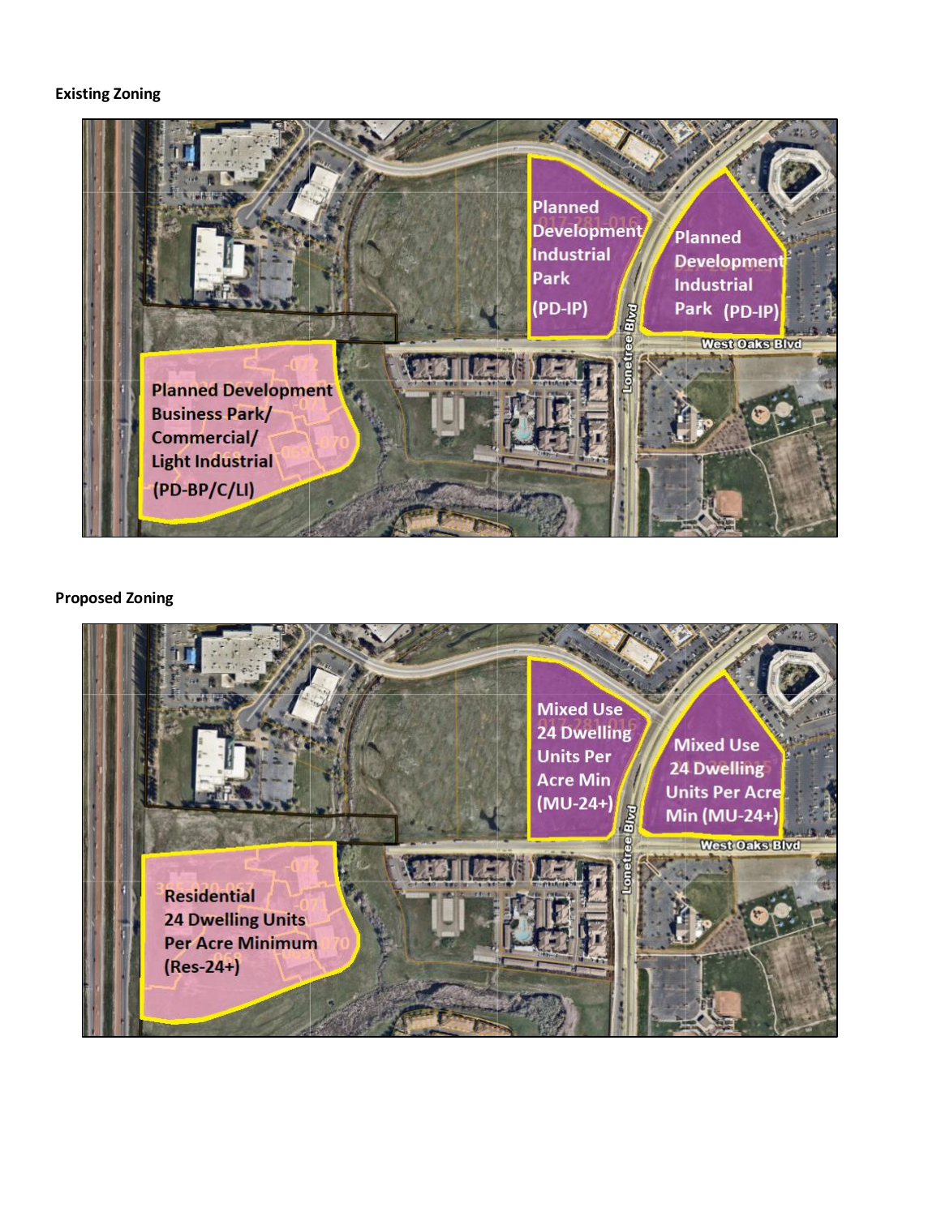**Existing Zoning**

Planned Development Industrial Park (PD-IP)

Planned Development Industrial Park (PD-IP)

Lonetree Blvd

West Oaks Blvd

Planned Development Business Park/ Commercial/ Light Industrial (PD-BP/C/LI)

**Proposed Zoning**

Mixed Use 24 Dwelling Units Per Acre Min (MU-24+)

Mixed Use 24 Dwelling Units Per Acre Min (MU-24+)

Lonetree Blvd

West Oaks Blvd

Residential 24 Dwelling Units Per Acre Minimum (Res-24+)